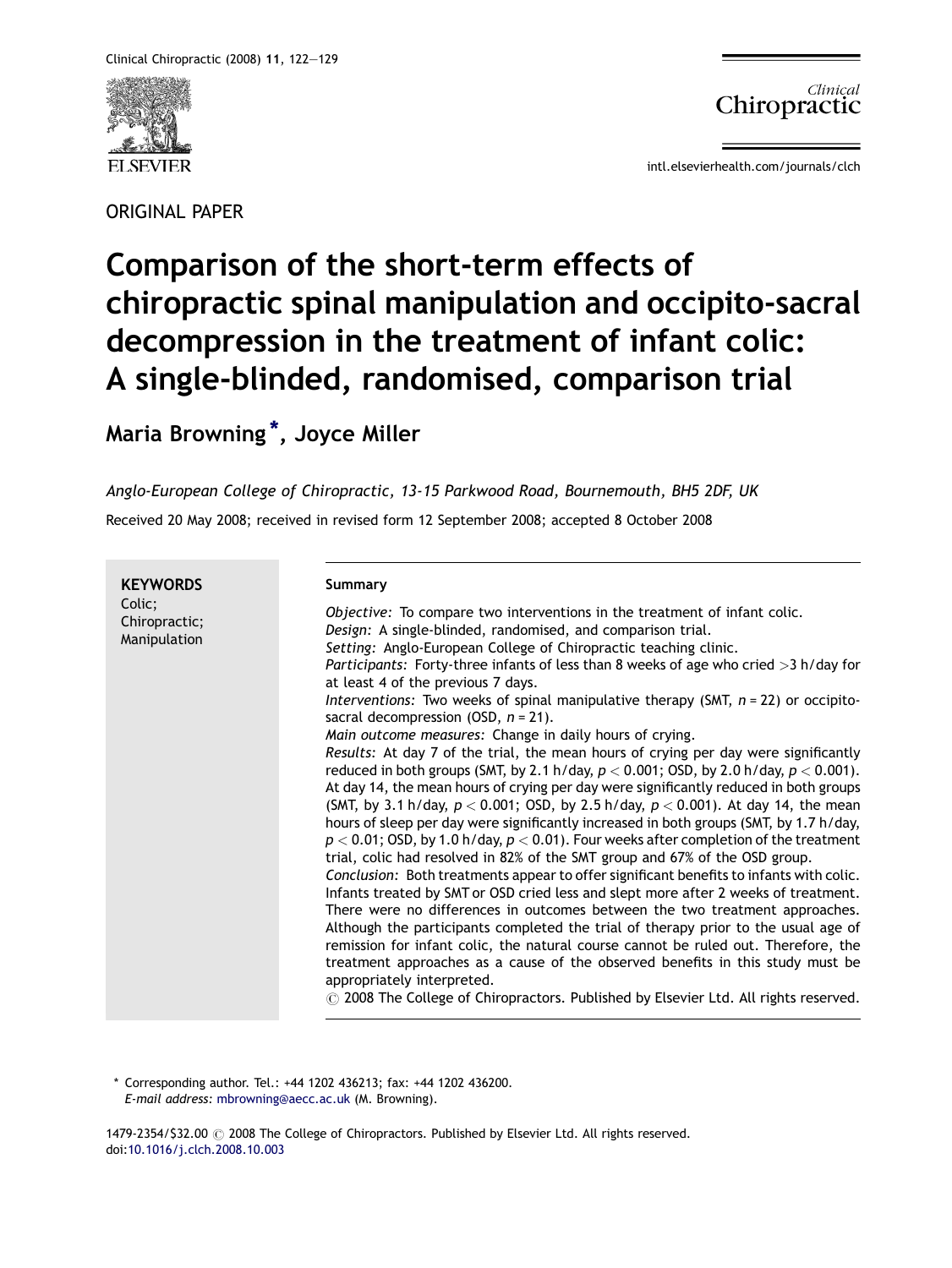ORIGINAL PAPER

# Comparison of the short-term effects of chiropractic spinal manipulation and occipito-sacral decompression in the treatment of infant colic: A single-blinded, randomised, comparison trial

**Maria Browning*, Joyce Miller**

*Anglo-European College of Chiropractic, 13-15 Parkwood Road, Bournemouth, BH5 2DF, UK*

Received 20 May 2008; received in revised form 12 September 2008; accepted 8 October 2008

**KEYWORDS**
Colic;
Chiropractic;
Manipulation

**Summary**

*Objective:* To compare two interventions in the treatment of infant colic.
*Design:* A single-blinded, randomised, and comparison trial.
*Setting:* Anglo-European College of Chiropractic teaching clinic.
*Participants:* Forty-three infants of less than 8 weeks of age who cried >3 h/day for at least 4 of the previous 7 days.
*Interventions:* Two weeks of spinal manipulative therapy (SMT, $n = 22$) or occipito-sacral decompression (OSD, $n = 21$).
*Main outcome measures:* Change in daily hours of crying.
*Results:* At day 7 of the trial, the mean hours of crying per day were significantly reduced in both groups (SMT, by 2.1 h/day, $p < 0.001$; OSD, by 2.0 h/day, $p < 0.001$). At day 14, the mean hours of crying per day were significantly reduced in both groups (SMT, by 3.1 h/day, $p < 0.001$; OSD, by 2.5 h/day, $p < 0.001$). At day 14, the mean hours of sleep per day were significantly increased in both groups (SMT, by 1.7 h/day, $p < 0.01$; OSD, by 1.0 h/day, $p < 0.01$). Four weeks after completion of the treatment trial, colic had resolved in 82% of the SMT group and 67% of the OSD group.
*Conclusion:* Both treatments appear to offer significant benefits to infants with colic. Infants treated by SMT or OSD cried less and slept more after 2 weeks of treatment. There were no differences in outcomes between the two treatment approaches. Although the participants completed the trial of therapy prior to the usual age of remission for infant colic, the natural course cannot be ruled out. Therefore, the treatment approaches as a cause of the observed benefits in this study must be appropriately interpreted.
© 2008 The College of Chiropractors. Published by Elsevier Ltd. All rights reserved.

* Corresponding author. Tel.: +44 1202 436213; fax: +44 1202 436200.
*E-mail address:* mbrowning@aecc.ac.uk (M. Browning).

1479-2354/$32.00 © 2008 The College of Chiropractors. Published by Elsevier Ltd. All rights reserved.
doi:10.1016/j.clch.2008.10.003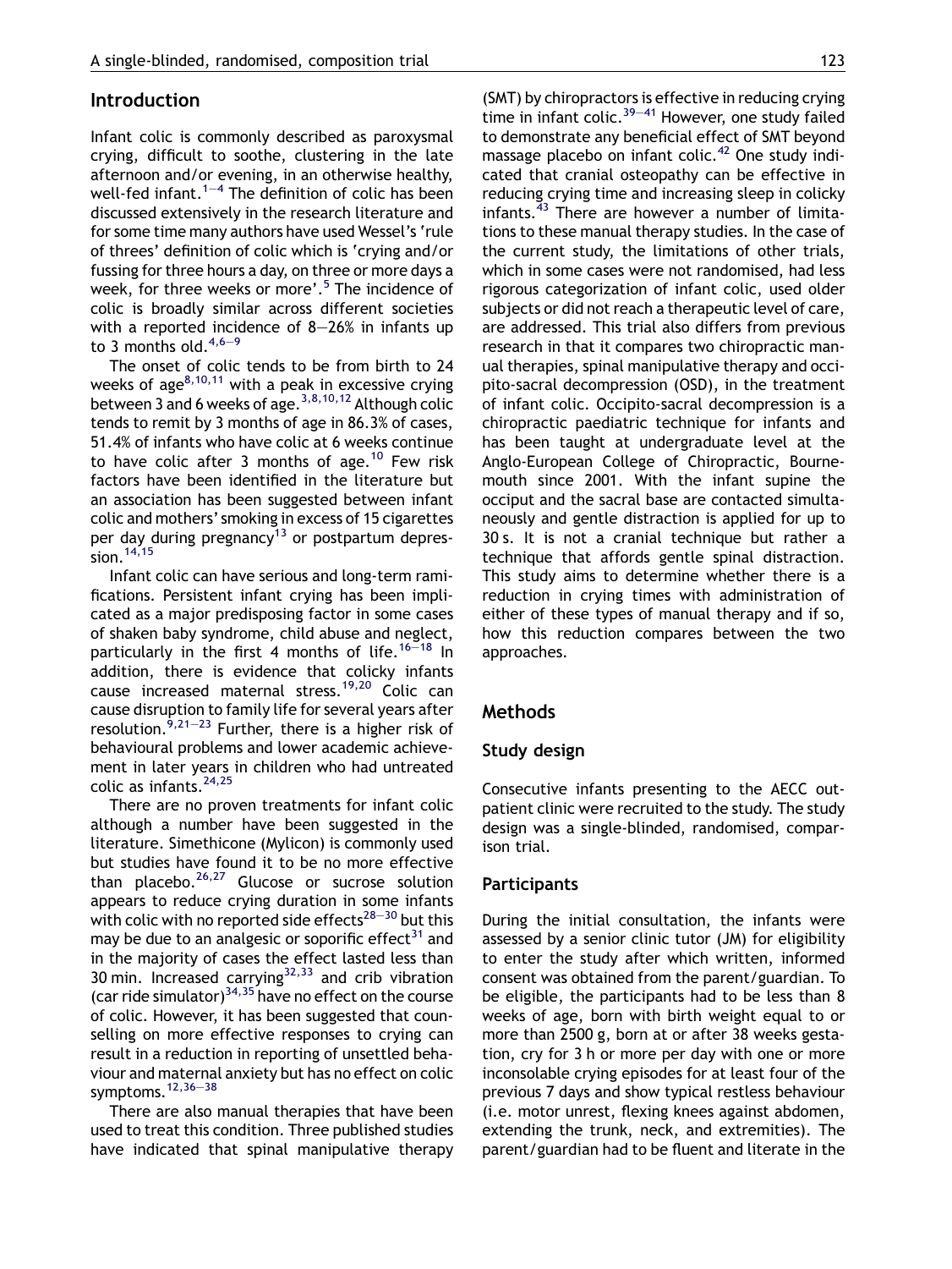## Introduction

Infant colic is commonly described as paroxysmal crying, difficult to soothe, clustering in the late afternoon and/or evening, in an otherwise healthy, well-fed infant.[1–4] The definition of colic has been discussed extensively in the research literature and for some time many authors have used Wessel's 'rule of threes' definition of colic which is 'crying and/or fussing for three hours a day, on three or more days a week, for three weeks or more'.[5] The incidence of colic is broadly similar across different societies with a reported incidence of 8–26% in infants up to 3 months old.[4,6–9]

The onset of colic tends to be from birth to 24 weeks of age[8,10,11] with a peak in excessive crying between 3 and 6 weeks of age.[3,8,10,12] Although colic tends to remit by 3 months of age in 86.3% of cases, 51.4% of infants who have colic at 6 weeks continue to have colic after 3 months of age.[10] Few risk factors have been identified in the literature but an association has been suggested between infant colic and mothers' smoking in excess of 15 cigarettes per day during pregnancy[13] or postpartum depression.[14,15]

Infant colic can have serious and long-term ramifications. Persistent infant crying has been implicated as a major predisposing factor in some cases of shaken baby syndrome, child abuse and neglect, particularly in the first 4 months of life.[16–18] In addition, there is evidence that colicky infants cause increased maternal stress.[19,20] Colic can cause disruption to family life for several years after resolution.[9,21–23] Further, there is a higher risk of behavioural problems and lower academic achievement in later years in children who had untreated colic as infants.[24,25]

There are no proven treatments for infant colic although a number have been suggested in the literature. Simethicone (Mylicon) is commonly used but studies have found it to be no more effective than placebo.[26,27] Glucose or sucrose solution appears to reduce crying duration in some infants with colic with no reported side effects[28–30] but this may be due to an analgesic or soporific effect[31] and in the majority of cases the effect lasted less than 30 min. Increased carrying[32,33] and crib vibration (car ride simulator)[34,35] have no effect on the course of colic. However, it has been suggested that counselling on more effective responses to crying can result in a reduction in reporting of unsettled behaviour and maternal anxiety but has no effect on colic symptoms.[12,36–38]

There are also manual therapies that have been used to treat this condition. Three published studies have indicated that spinal manipulative therapy (SMT) by chiropractors is effective in reducing crying time in infant colic.[39–41] However, one study failed to demonstrate any beneficial effect of SMT beyond massage placebo on infant colic.[42] One study indicated that cranial osteopathy can be effective in reducing crying time and increasing sleep in colicky infants.[43] There are however a number of limitations to these manual therapy studies. In the case of the current study, the limitations of other trials, which in some cases were not randomised, had less rigorous categorization of infant colic, used older subjects or did not reach a therapeutic level of care, are addressed. This trial also differs from previous research in that it compares two chiropractic manual therapies, spinal manipulative therapy and occipito-sacral decompression (OSD), in the treatment of infant colic. Occipito-sacral decompression is a chiropractic paediatric technique for infants and has been taught at undergraduate level at the Anglo-European College of Chiropractic, Bournemouth since 2001. With the infant supine the occiput and the sacral base are contacted simultaneously and gentle distraction is applied for up to 30 s. It is not a cranial technique but rather a technique that affords gentle spinal distraction. This study aims to determine whether there is a reduction in crying times with administration of either of these types of manual therapy and if so, how this reduction compares between the two approaches.

## Methods

### Study design

Consecutive infants presenting to the AECC outpatient clinic were recruited to the study. The study design was a single-blinded, randomised, comparison trial.

### Participants

During the initial consultation, the infants were assessed by a senior clinic tutor (JM) for eligibility to enter the study after which written, informed consent was obtained from the parent/guardian. To be eligible, the participants had to be less than 8 weeks of age, born with birth weight equal to or more than 2500 g, born at or after 38 weeks gestation, cry for 3 h or more per day with one or more inconsolable crying episodes for at least four of the previous 7 days and show typical restless behaviour (i.e. motor unrest, flexing knees against abdomen, extending the trunk, neck, and extremities). The parent/guardian had to be fluent and literate in the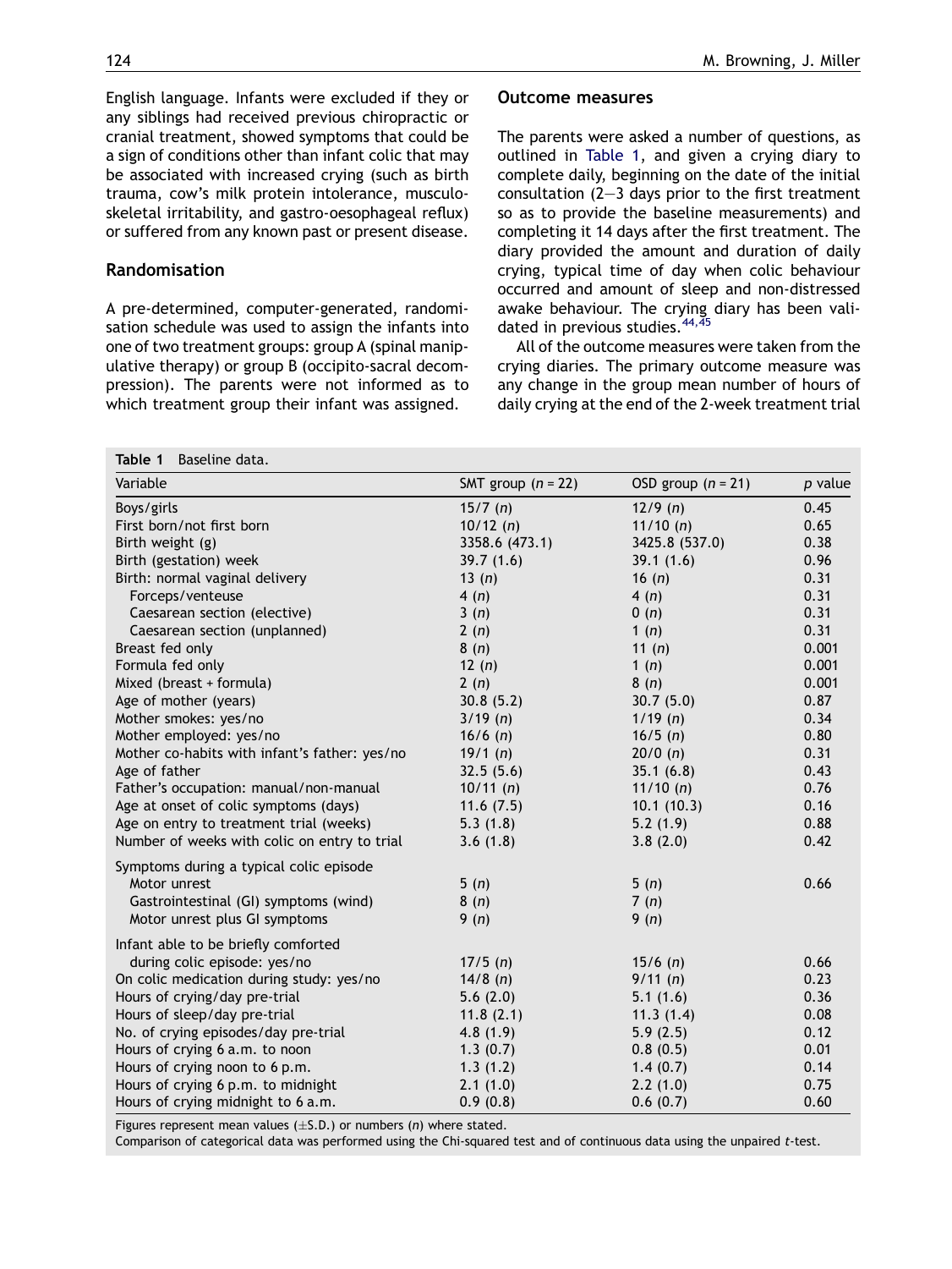English language. Infants were excluded if they or any siblings had received previous chiropractic or cranial treatment, showed symptoms that could be a sign of conditions other than infant colic that may be associated with increased crying (such as birth trauma, cow's milk protein intolerance, musculo-skeletal irritability, and gastro-oesophageal reflux) or suffered from any known past or present disease.

## Randomisation

A pre-determined, computer-generated, randomisation schedule was used to assign the infants into one of two treatment groups: group A (spinal manipulative therapy) or group B (occipito-sacral decompression). The parents were not informed as to which treatment group their infant was assigned.

## Outcome measures

The parents were asked a number of questions, as outlined in Table 1, and given a crying diary to complete daily, beginning on the date of the initial consultation (2–3 days prior to the first treatment so as to provide the baseline measurements) and completing it 14 days after the first treatment. The diary provided the amount and duration of daily crying, typical time of day when colic behaviour occurred and amount of sleep and non-distressed awake behaviour. The crying diary has been validated in previous studies.[44,45]

All of the outcome measures were taken from the crying diaries. The primary outcome measure was any change in the group mean number of hours of daily crying at the end of the 2-week treatment trial

**Table 1** Baseline data.

| Variable | SMT group ($n = 22$) | OSD group ($n = 21$) | $p$ value |
|---|---|---|---|
| Boys/girls | 15/7 ($n$) | 12/9 ($n$) | 0.45 |
| First born/not first born | 10/12 ($n$) | 11/10 ($n$) | 0.65 |
| Birth weight (g) | 3358.6 (473.1) | 3425.8 (537.0) | 0.38 |
| Birth (gestation) week | 39.7 (1.6) | 39.1 (1.6) | 0.96 |
| Birth: normal vaginal delivery | 13 ($n$) | 16 ($n$) | 0.31 |
| Forceps/venteuse | 4 ($n$) | 4 ($n$) | 0.31 |
| Caesarean section (elective) | 3 ($n$) | 0 ($n$) | 0.31 |
| Caesarean section (unplanned) | 2 ($n$) | 1 ($n$) | 0.31 |
| Breast fed only | 8 ($n$) | 11 ($n$) | 0.001 |
| Formula fed only | 12 ($n$) | 1 ($n$) | 0.001 |
| Mixed (breast + formula) | 2 ($n$) | 8 ($n$) | 0.001 |
| Age of mother (years) | 30.8 (5.2) | 30.7 (5.0) | 0.87 |
| Mother smokes: yes/no | 3/19 ($n$) | 1/19 ($n$) | 0.34 |
| Mother employed: yes/no | 16/6 ($n$) | 16/5 ($n$) | 0.80 |
| Mother co-habits with infant's father: yes/no | 19/1 ($n$) | 20/0 ($n$) | 0.31 |
| Age of father | 32.5 (5.6) | 35.1 (6.8) | 0.43 |
| Father's occupation: manual/non-manual | 10/11 ($n$) | 11/10 ($n$) | 0.76 |
| Age at onset of colic symptoms (days) | 11.6 (7.5) | 10.1 (10.3) | 0.16 |
| Age on entry to treatment trial (weeks) | 5.3 (1.8) | 5.2 (1.9) | 0.88 |
| Number of weeks with colic on entry to trial | 3.6 (1.8) | 3.8 (2.0) | 0.42 |
| Symptoms during a typical colic episode | | | |
| Motor unrest | 5 ($n$) | 5 ($n$) | 0.66 |
| Gastrointestinal (GI) symptoms (wind) | 8 ($n$) | 7 ($n$) | |
| Motor unrest plus GI symptoms | 9 ($n$) | 9 ($n$) | |
| Infant able to be briefly comforted during colic episode: yes/no | 17/5 ($n$) | 15/6 ($n$) | 0.66 |
| On colic medication during study: yes/no | 14/8 ($n$) | 9/11 ($n$) | 0.23 |
| Hours of crying/day pre-trial | 5.6 (2.0) | 5.1 (1.6) | 0.36 |
| Hours of sleep/day pre-trial | 11.8 (2.1) | 11.3 (1.4) | 0.08 |
| No. of crying episodes/day pre-trial | 4.8 (1.9) | 5.9 (2.5) | 0.12 |
| Hours of crying 6 a.m. to noon | 1.3 (0.7) | 0.8 (0.5) | 0.01 |
| Hours of crying noon to 6 p.m. | 1.3 (1.2) | 1.4 (0.7) | 0.14 |
| Hours of crying 6 p.m. to midnight | 2.1 (1.0) | 2.2 (1.0) | 0.75 |
| Hours of crying midnight to 6 a.m. | 0.9 (0.8) | 0.6 (0.7) | 0.60 |

Figures represent mean values (±S.D.) or numbers ($n$) where stated.
Comparison of categorical data was performed using the Chi-squared test and of continuous data using the unpaired $t$-test.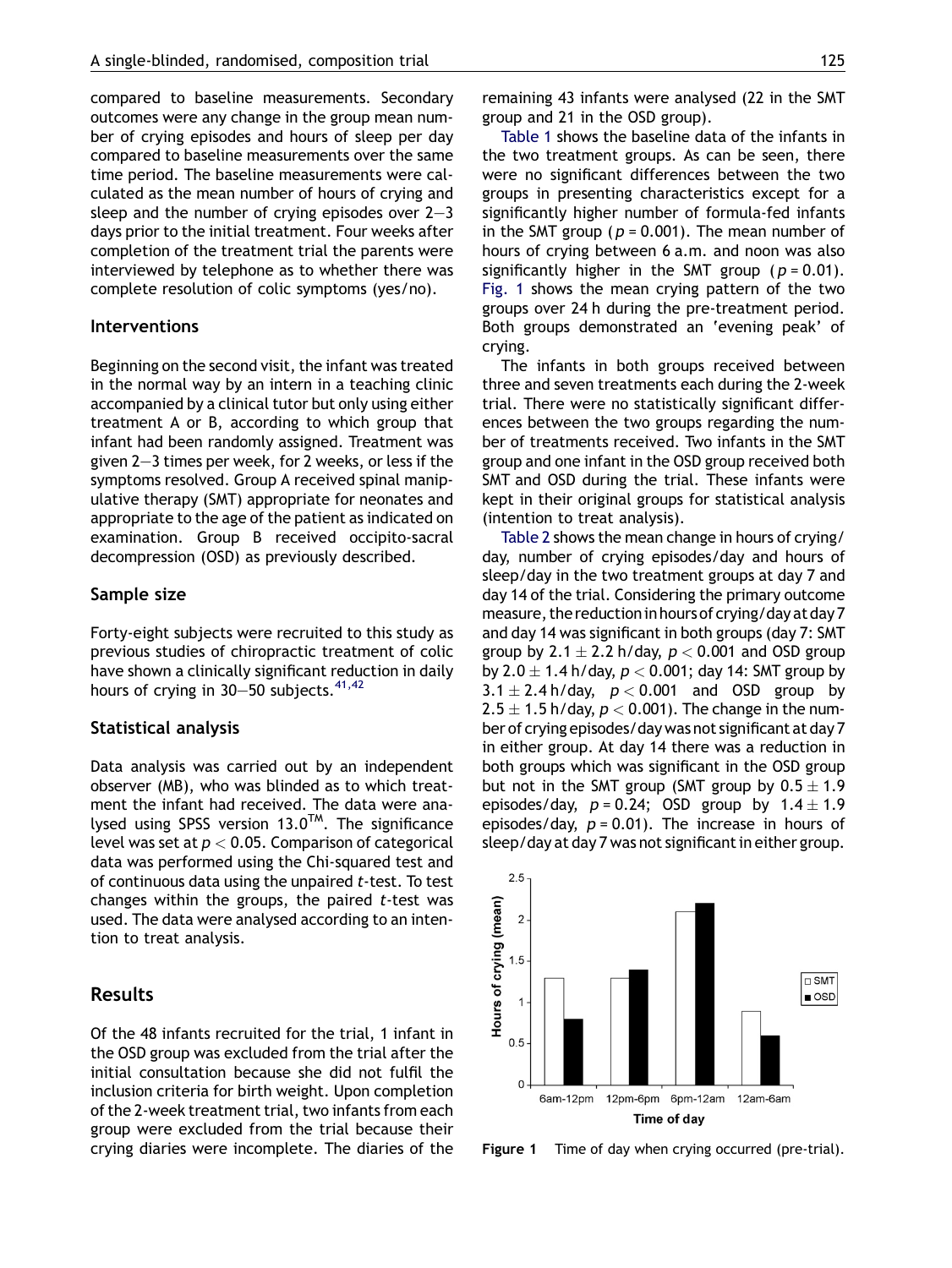compared to baseline measurements. Secondary outcomes were any change in the group mean number of crying episodes and hours of sleep per day compared to baseline measurements over the same time period. The baseline measurements were calculated as the mean number of hours of crying and sleep and the number of crying episodes over 2–3 days prior to the initial treatment. Four weeks after completion of the treatment trial the parents were interviewed by telephone as to whether there was complete resolution of colic symptoms (yes/no).

## Interventions

Beginning on the second visit, the infant was treated in the normal way by an intern in a teaching clinic accompanied by a clinical tutor but only using either treatment A or B, according to which group that infant had been randomly assigned. Treatment was given 2–3 times per week, for 2 weeks, or less if the symptoms resolved. Group A received spinal manipulative therapy (SMT) appropriate for neonates and appropriate to the age of the patient as indicated on examination. Group B received occipito-sacral decompression (OSD) as previously described.

## Sample size

Forty-eight subjects were recruited to this study as previous studies of chiropractic treatment of colic have shown a clinically significant reduction in daily hours of crying in 30–50 subjects.[41,42]

## Statistical analysis

Data analysis was carried out by an independent observer (MB), who was blinded as to which treatment the infant had received. The data were analysed using SPSS version 13.0™. The significance level was set at $p < 0.05$. Comparison of categorical data was performed using the Chi-squared test and of continuous data using the unpaired *t*-test. To test changes within the groups, the paired *t*-test was used. The data were analysed according to an intention to treat analysis.

# Results

Of the 48 infants recruited for the trial, 1 infant in the OSD group was excluded from the trial after the initial consultation because she did not fulfil the inclusion criteria for birth weight. Upon completion of the 2-week treatment trial, two infants from each group were excluded from the trial because their crying diaries were incomplete. The diaries of the remaining 43 infants were analysed (22 in the SMT group and 21 in the OSD group).

Table 1 shows the baseline data of the infants in the two treatment groups. As can be seen, there were no significant differences between the two groups in presenting characteristics except for a significantly higher number of formula-fed infants in the SMT group ($p = 0.001$). The mean number of hours of crying between 6 a.m. and noon was also significantly higher in the SMT group ($p = 0.01$). Fig. 1 shows the mean crying pattern of the two groups over 24 h during the pre-treatment period. Both groups demonstrated an 'evening peak' of crying.

The infants in both groups received between three and seven treatments each during the 2-week trial. There were no statistically significant differences between the two groups regarding the number of treatments received. Two infants in the SMT group and one infant in the OSD group received both SMT and OSD during the trial. These infants were kept in their original groups for statistical analysis (intention to treat analysis).

Table 2 shows the mean change in hours of crying/day, number of crying episodes/day and hours of sleep/day in the two treatment groups at day 7 and day 14 of the trial. Considering the primary outcome measure, the reduction in hours of crying/day at day 7 and day 14 was significant in both groups (day 7: SMT group by $2.1 \pm 2.2$ h/day, $p < 0.001$ and OSD group by $2.0 \pm 1.4$ h/day, $p < 0.001$; day 14: SMT group by $3.1 \pm 2.4$ h/day, $p < 0.001$ and OSD group by $2.5 \pm 1.5$ h/day, $p < 0.001$). The change in the number of crying episodes/day was not significant at day 7 in either group. At day 14 there was a reduction in both groups which was significant in the OSD group but not in the SMT group (SMT group by $0.5 \pm 1.9$ episodes/day, $p = 0.24$; OSD group by $1.4 \pm 1.9$ episodes/day, $p = 0.01$). The increase in hours of sleep/day at day 7 was not significant in either group.

| Time of day | SMT | OSD |
|---|---|---|
| 6am-12pm | 1.3 | 0.8 |
| 12pm-6pm | 1.3 | 1.4 |
| 6pm-12am | 2.1 | 2.2 |
| 12am-6am | 0.9 | 0.6 |

**Figure 1** Time of day when crying occurred (pre-trial).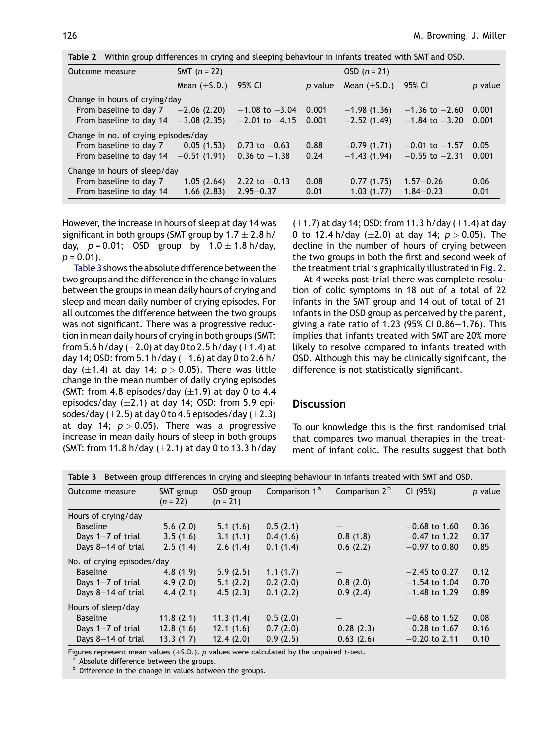**Table 2** Within group differences in crying and sleeping behaviour in infants treated with SMT and OSD.

| Outcome measure | SMT ($n = 22$) | | | OSD ($n = 21$) | | |
|---|---|---|---|---|---|---|
| | Mean (±S.D.) | 95% CI | *p* value | Mean (±S.D.) | 95% CI | *p* value |
| Change in hours of crying/day | | | | | | |
| From baseline to day 7 | −2.06 (2.20) | −1.08 to −3.04 | 0.001 | −1.98 (1.36) | −1.36 to −2.60 | 0.001 |
| From baseline to day 14 | −3.08 (2.35) | −2.01 to −4.15 | 0.001 | −2.52 (1.49) | −1.84 to −3.20 | 0.001 |
| Change in no. of crying episodes/day | | | | | | |
| From baseline to day 7 | 0.05 (1.53) | 0.73 to −0.63 | 0.88 | −0.79 (1.71) | −0.01 to −1.57 | 0.05 |
| From baseline to day 14 | −0.51 (1.91) | 0.36 to −1.38 | 0.24 | −1.43 (1.94) | −0.55 to −2.31 | 0.001 |
| Change in hours of sleep/day | | | | | | |
| From baseline to day 7 | 1.05 (2.64) | 2.22 to −0.13 | 0.08 | 0.77 (1.75) | 1.57–0.26 | 0.06 |
| From baseline to day 14 | 1.66 (2.83) | 2.95–0.37 | 0.01 | 1.03 (1.77) | 1.84–0.23 | 0.01 |

However, the increase in hours of sleep at day 14 was significant in both groups (SMT group by 1.7 ± 2.8 h/day, $p = 0.01$; OSD group by 1.0 ± 1.8 h/day, $p = 0.01$).

Table 3 shows the absolute difference between the two groups and the difference in the change in values between the groups in mean daily hours of crying and sleep and mean daily number of crying episodes. For all outcomes the difference between the two groups was not significant. There was a progressive reduction in mean daily hours of crying in both groups (SMT: from 5.6 h/day (±2.0) at day 0 to 2.5 h/day (±1.4) at day 14; OSD: from 5.1 h/day (±1.6) at day 0 to 2.6 h/day (±1.4) at day 14; $p > 0.05$). There was little change in the mean number of daily crying episodes (SMT: from 4.8 episodes/day (±1.9) at day 0 to 4.4 episodes/day (±2.1) at day 14; OSD: from 5.9 episodes/day (±2.5) at day 0 to 4.5 episodes/day (±2.3) at day 14; $p > 0.05$). There was a progressive increase in mean daily hours of sleep in both groups (SMT: from 11.8 h/day (±2.1) at day 0 to 13.3 h/day (±1.7) at day 14; OSD: from 11.3 h/day (±1.4) at day 0 to 12.4 h/day (±2.0) at day 14; $p > 0.05$). The decline in the number of hours of crying between the two groups in both the first and second week of the treatment trial is graphically illustrated in Fig. 2.

At 4 weeks post-trial there was complete resolution of colic symptoms in 18 out of a total of 22 infants in the SMT group and 14 out of total of 21 infants in the OSD group as perceived by the parent, giving a rate ratio of 1.23 (95% CI 0.86–1.76). This implies that infants treated with SMT are 20% more likely to resolve compared to infants treated with OSD. Although this may be clinically significant, the difference is not statistically significant.

## Discussion

To our knowledge this is the first randomised trial that compares two manual therapies in the treatment of infant colic. The results suggest that both

**Table 3** Between group differences in crying and sleeping behaviour in infants treated with SMT and OSD.

| Outcome measure | SMT group ($n = 22$) | OSD group ($n = 21$) | Comparison 1[a] | Comparison 2[b] | CI (95%) | *p* value |
|---|---|---|---|---|---|---|
| Hours of crying/day | | | | | | |
| Baseline | 5.6 (2.0) | 5.1 (1.6) | 0.5 (2.1) | – | −0.68 to 1.60 | 0.36 |
| Days 1–7 of trial | 3.5 (1.6) | 3.1 (1.1) | 0.4 (1.6) | 0.8 (1.8) | −0.47 to 1.22 | 0.37 |
| Days 8–14 of trial | 2.5 (1.4) | 2.6 (1.4) | 0.1 (1.4) | 0.6 (2.2) | −0.97 to 0.80 | 0.85 |
| No. of crying episodes/day | | | | | | |
| Baseline | 4.8 (1.9) | 5.9 (2.5) | 1.1 (1.7) | – | −2.45 to 0.27 | 0.12 |
| Days 1–7 of trial | 4.9 (2.0) | 5.1 (2.2) | 0.2 (2.0) | 0.8 (2.0) | −1.54 to 1.04 | 0.70 |
| Days 8–14 of trial | 4.4 (2.1) | 4.5 (2.3) | 0.1 (2.2) | 0.9 (2.4) | −1.48 to 1.29 | 0.89 |
| Hours of sleep/day | | | | | | |
| Baseline | 11.8 (2.1) | 11.3 (1.4) | 0.5 (2.0) | – | −0.68 to 1.52 | 0.08 |
| Days 1–7 of trial | 12.8 (1.6) | 12.1 (1.6) | 0.7 (2.0) | 0.28 (2.3) | −0.28 to 1.67 | 0.16 |
| Days 8–14 of trial | 13.3 (1.7) | 12.4 (2.0) | 0.9 (2.5) | 0.63 (2.6) | −0.20 to 2.11 | 0.10 |

Figures represent mean values (±S.D.). *p* values were calculated by the unpaired *t*-test.

[a] Absolute difference between the groups.

[b] Difference in the change in values between the groups.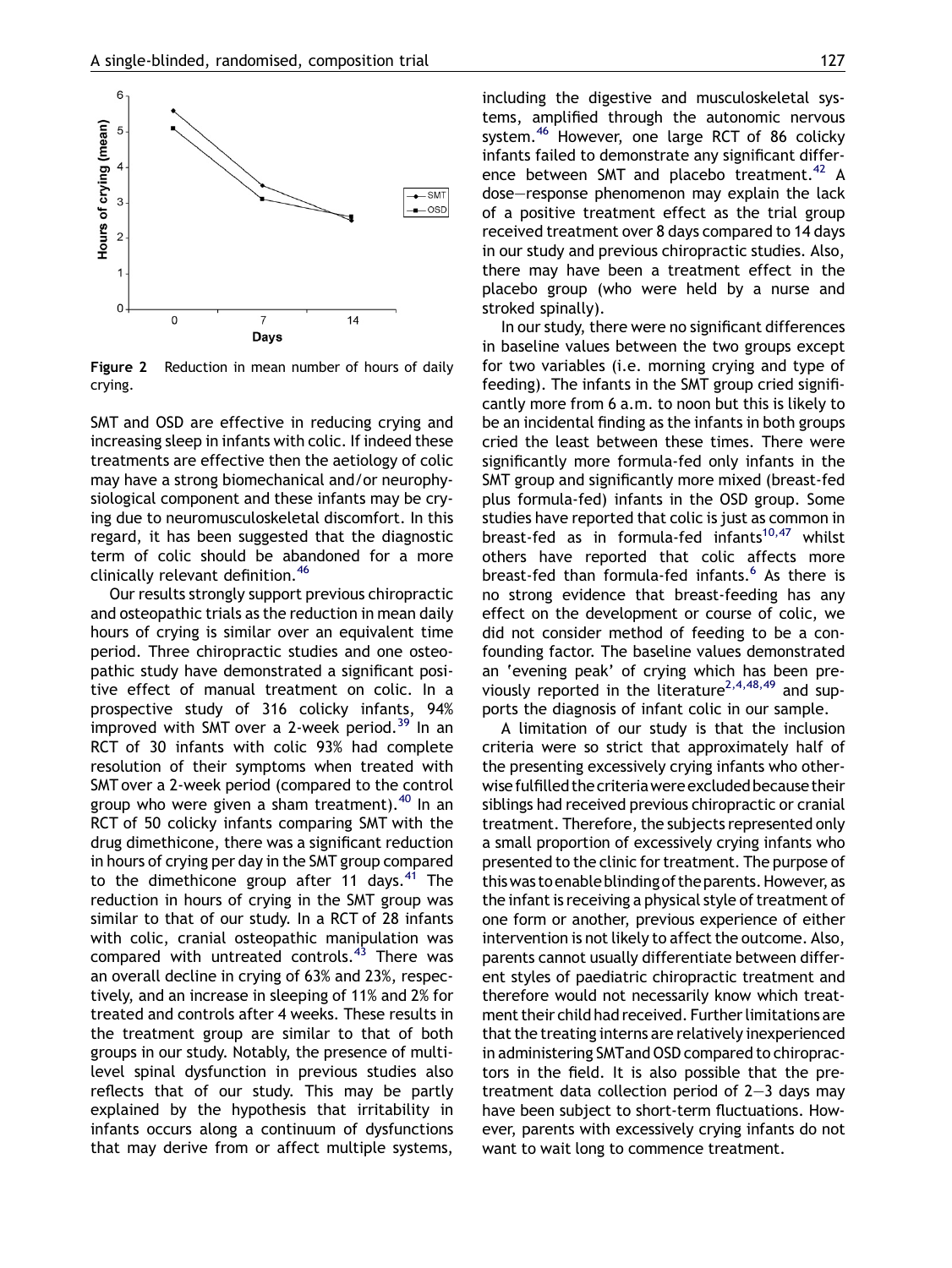Figure 2 Reduction in mean number of hours of daily crying.

SMT and OSD are effective in reducing crying and increasing sleep in infants with colic. If indeed these treatments are effective then the aetiology of colic may have a strong biomechanical and/or neurophysiological component and these infants may be crying due to neuromusculoskeletal discomfort. In this regard, it has been suggested that the diagnostic term of colic should be abandoned for a more clinically relevant definition.[46]

Our results strongly support previous chiropractic and osteopathic trials as the reduction in mean daily hours of crying is similar over an equivalent time period. Three chiropractic studies and one osteopathic study have demonstrated a significant positive effect of manual treatment on colic. In a prospective study of 316 colicky infants, 94% improved with SMT over a 2-week period.[39] In an RCT of 30 infants with colic 93% had complete resolution of their symptoms when treated with SMT over a 2-week period (compared to the control group who were given a sham treatment).[40] In an RCT of 50 colicky infants comparing SMT with the drug dimethicone, there was a significant reduction in hours of crying per day in the SMT group compared to the dimethicone group after 11 days.[41] The reduction in hours of crying in the SMT group was similar to that of our study. In a RCT of 28 infants with colic, cranial osteopathic manipulation was compared with untreated controls.[43] There was an overall decline in crying of 63% and 23%, respectively, and an increase in sleeping of 11% and 2% for treated and controls after 4 weeks. These results in the treatment group are similar to that of both groups in our study. Notably, the presence of multi-level spinal dysfunction in previous studies also reflects that of our study. This may be partly explained by the hypothesis that irritability in infants occurs along a continuum of dysfunctions that may derive from or affect multiple systems, including the digestive and musculoskeletal systems, amplified through the autonomic nervous system.[46] However, one large RCT of 86 colicky infants failed to demonstrate any significant difference between SMT and placebo treatment.[42] A dose—response phenomenon may explain the lack of a positive treatment effect as the trial group received treatment over 8 days compared to 14 days in our study and previous chiropractic studies. Also, there may have been a treatment effect in the placebo group (who were held by a nurse and stroked spinally).

In our study, there were no significant differences in baseline values between the two groups except for two variables (i.e. morning crying and type of feeding). The infants in the SMT group cried significantly more from 6 a.m. to noon but this is likely to be an incidental finding as the infants in both groups cried the least between these times. There were significantly more formula-fed only infants in the SMT group and significantly more mixed (breast-fed plus formula-fed) infants in the OSD group. Some studies have reported that colic is just as common in breast-fed as in formula-fed infants[10,47] whilst others have reported that colic affects more breast-fed than formula-fed infants.[6] As there is no strong evidence that breast-feeding has any effect on the development or course of colic, we did not consider method of feeding to be a confounding factor. The baseline values demonstrated an 'evening peak' of crying which has been previously reported in the literature[2,4,48,49] and supports the diagnosis of infant colic in our sample.

A limitation of our study is that the inclusion criteria were so strict that approximately half of the presenting excessively crying infants who otherwise fulfilled the criteria were excluded because their siblings had received previous chiropractic or cranial treatment. Therefore, the subjects represented only a small proportion of excessively crying infants who presented to the clinic for treatment. The purpose of this was to enable blinding of the parents. However, as the infant is receiving a physical style of treatment of one form or another, previous experience of either intervention is not likely to affect the outcome. Also, parents cannot usually differentiate between different styles of paediatric chiropractic treatment and therefore would not necessarily know which treatment their child had received. Further limitations are that the treating interns are relatively inexperienced in administering SMT and OSD compared to chiropractors in the field. It is also possible that the pre-treatment data collection period of 2—3 days may have been subject to short-term fluctuations. However, parents with excessively crying infants do not want to wait long to commence treatment.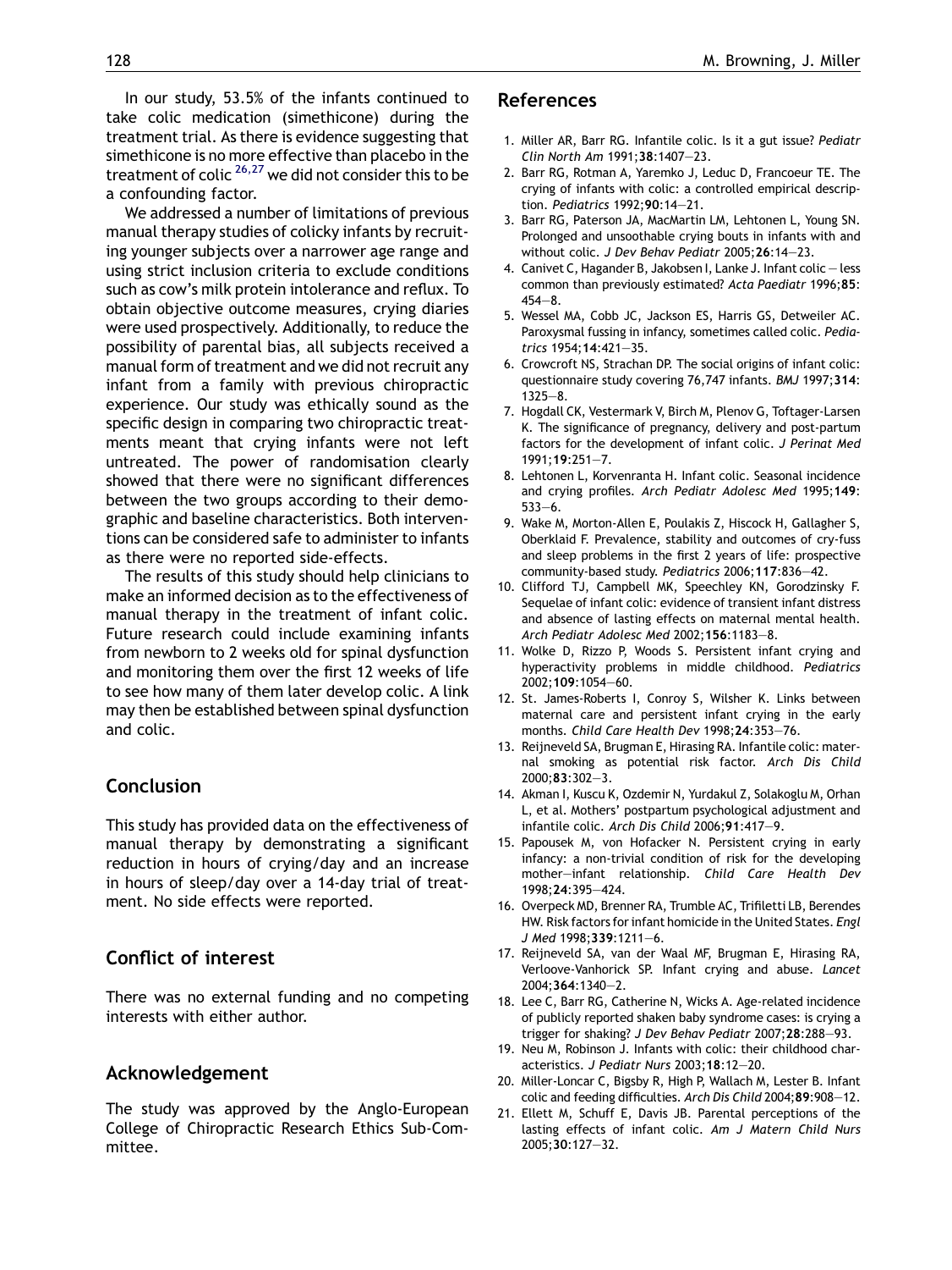In our study, 53.5% of the infants continued to take colic medication (simethicone) during the treatment trial. As there is evidence suggesting that simethicone is no more effective than placebo in the treatment of colic [26,27] we did not consider this to be a confounding factor.

We addressed a number of limitations of previous manual therapy studies of colicky infants by recruiting younger subjects over a narrower age range and using strict inclusion criteria to exclude conditions such as cow's milk protein intolerance and reflux. To obtain objective outcome measures, crying diaries were used prospectively. Additionally, to reduce the possibility of parental bias, all subjects received a manual form of treatment and we did not recruit any infant from a family with previous chiropractic experience. Our study was ethically sound as the specific design in comparing two chiropractic treatments meant that crying infants were not left untreated. The power of randomisation clearly showed that there were no significant differences between the two groups according to their demographic and baseline characteristics. Both interventions can be considered safe to administer to infants as there were no reported side-effects.

The results of this study should help clinicians to make an informed decision as to the effectiveness of manual therapy in the treatment of infant colic. Future research could include examining infants from newborn to 2 weeks old for spinal dysfunction and monitoring them over the first 12 weeks of life to see how many of them later develop colic. A link may then be established between spinal dysfunction and colic.

## Conclusion

This study has provided data on the effectiveness of manual therapy by demonstrating a significant reduction in hours of crying/day and an increase in hours of sleep/day over a 14-day trial of treatment. No side effects were reported.

## Conflict of interest

There was no external funding and no competing interests with either author.

## Acknowledgement

The study was approved by the Anglo-European College of Chiropractic Research Ethics Sub-Committee.

## References

1. Miller AR, Barr RG. Infantile colic. Is it a gut issue? *Pediatr Clin North Am* 1991;**38**:1407—23.
2. Barr RG, Rotman A, Yaremko J, Leduc D, Francoeur TE. The crying of infants with colic: a controlled empirical description. *Pediatrics* 1992;**90**:14—21.
3. Barr RG, Paterson JA, MacMartin LM, Lehtonen L, Young SN. Prolonged and unsoothable crying bouts in infants with and without colic. *J Dev Behav Pediatr* 2005;**26**:14—23.
4. Canivet C, Hagander B, Jakobsen I, Lanke J. Infant colic — less common than previously estimated? *Acta Paediatr* 1996;**85**:454—8.
5. Wessel MA, Cobb JC, Jackson ES, Harris GS, Detweiler AC. Paroxysmal fussing in infancy, sometimes called colic. *Pediatrics* 1954;**14**:421—35.
6. Crowcroft NS, Strachan DP. The social origins of infant colic: questionnaire study covering 76,747 infants. *BMJ* 1997;**314**:1325—8.
7. Hogdall CK, Vestermark V, Birch M, Plenov G, Toftager-Larsen K. The significance of pregnancy, delivery and post-partum factors for the development of infant colic. *J Perinat Med* 1991;**19**:251—7.
8. Lehtonen L, Korvenranta H. Infant colic. Seasonal incidence and crying profiles. *Arch Pediatr Adolesc Med* 1995;**149**:533—6.
9. Wake M, Morton-Allen E, Poulakis Z, Hiscock H, Gallagher S, Oberklaid F. Prevalence, stability and outcomes of cry-fuss and sleep problems in the first 2 years of life: prospective community-based study. *Pediatrics* 2006;**117**:836—42.
10. Clifford TJ, Campbell MK, Speechley KN, Gorodzinsky F. Sequelae of infant colic: evidence of transient infant distress and absence of lasting effects on maternal mental health. *Arch Pediatr Adolesc Med* 2002;**156**:1183—8.
11. Wolke D, Rizzo P, Woods S. Persistent infant crying and hyperactivity problems in middle childhood. *Pediatrics* 2002;**109**:1054—60.
12. St. James-Roberts I, Conroy S, Wilsher K. Links between maternal care and persistent infant crying in the early months. *Child Care Health Dev* 1998;**24**:353—76.
13. Reijneveld SA, Brugman E, Hirasing RA. Infantile colic: maternal smoking as potential risk factor. *Arch Dis Child* 2000;**83**:302—3.
14. Akman I, Kuscu K, Ozdemir N, Yurdakul Z, Solakoglu M, Orhan L, et al. Mothers' postpartum psychological adjustment and infantile colic. *Arch Dis Child* 2006;**91**:417—9.
15. Papousek M, von Hofacker N. Persistent crying in early infancy: a non-trivial condition of risk for the developing mother—infant relationship. *Child Care Health Dev* 1998;**24**:395—424.
16. Overpeck MD, Brenner RA, Trumble AC, Trifiletti LB, Berendes HW. Risk factors for infant homicide in the United States. *Engl J Med* 1998;**339**:1211—6.
17. Reijneveld SA, van der Waal MF, Brugman E, Hirasing RA, Verloove-Vanhorick SP. Infant crying and abuse. *Lancet* 2004;**364**:1340—2.
18. Lee C, Barr RG, Catherine N, Wicks A. Age-related incidence of publicly reported shaken baby syndrome cases: is crying a trigger for shaking? *J Dev Behav Pediatr* 2007;**28**:288—93.
19. Neu M, Robinson J. Infants with colic: their childhood characteristics. *J Pediatr Nurs* 2003;**18**:12—20.
20. Miller-Loncar C, Bigsby R, High P, Wallach M, Lester B. Infant colic and feeding difficulties. *Arch Dis Child* 2004;**89**:908—12.
21. Ellett M, Schuff E, Davis JB. Parental perceptions of the lasting effects of infant colic. *Am J Matern Child Nurs* 2005;**30**:127—32.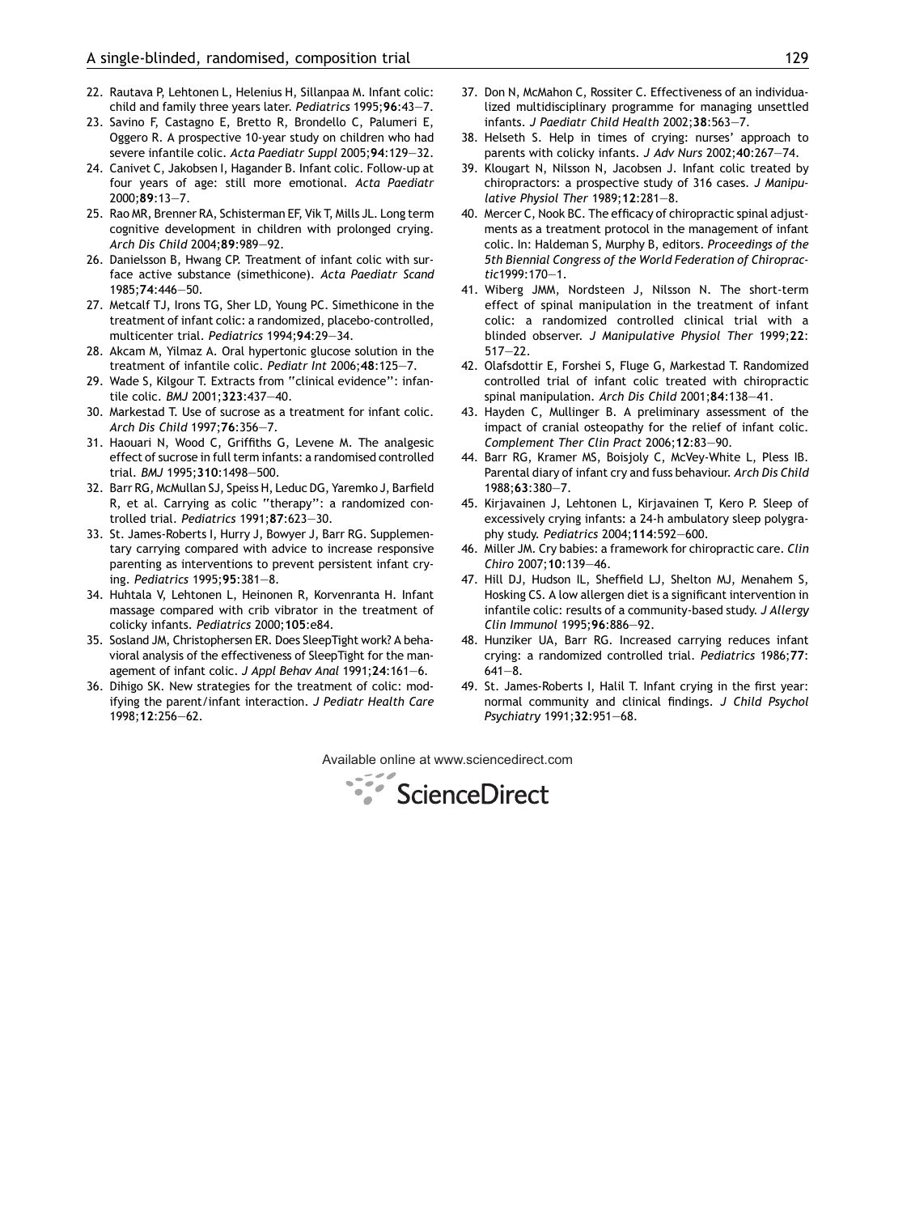22. Rautava P, Lehtonen L, Helenius H, Sillanpaa M. Infant colic: child and family three years later. *Pediatrics* 1995;**96**:43–7.
23. Savino F, Castagno E, Bretto R, Brondello C, Palumeri E, Oggero R. A prospective 10-year study on children who had severe infantile colic. *Acta Paediatr Suppl* 2005;**94**:129–32.
24. Canivet C, Jakobsen I, Hagander B. Infant colic. Follow-up at four years of age: still more emotional. *Acta Paediatr* 2000;**89**:13–7.
25. Rao MR, Brenner RA, Schisterman EF, Vik T, Mills JL. Long term cognitive development in children with prolonged crying. *Arch Dis Child* 2004;**89**:989–92.
26. Danielsson B, Hwang CP. Treatment of infant colic with surface active substance (simethicone). *Acta Paediatr Scand* 1985;**74**:446–50.
27. Metcalf TJ, Irons TG, Sher LD, Young PC. Simethicone in the treatment of infant colic: a randomized, placebo-controlled, multicenter trial. *Pediatrics* 1994;**94**:29–34.
28. Akcam M, Yilmaz A. Oral hypertonic glucose solution in the treatment of infantile colic. *Pediatr Int* 2006;**48**:125–7.
29. Wade S, Kilgour T. Extracts from "clinical evidence": infantile colic. *BMJ* 2001;**323**:437–40.
30. Markestad T. Use of sucrose as a treatment for infant colic. *Arch Dis Child* 1997;**76**:356–7.
31. Haouari N, Wood C, Griffiths G, Levene M. The analgesic effect of sucrose in full term infants: a randomised controlled trial. *BMJ* 1995;**310**:1498–500.
32. Barr RG, McMullan SJ, Speiss H, Leduc DG, Yaremko J, Barfield R, et al. Carrying as colic "therapy": a randomized controlled trial. *Pediatrics* 1991;**87**:623–30.
33. St. James-Roberts I, Hurry J, Bowyer J, Barr RG. Supplementary carrying compared with advice to increase responsive parenting as interventions to prevent persistent infant crying. *Pediatrics* 1995;**95**:381–8.
34. Huhtala V, Lehtonen L, Heinonen R, Korvenranta H. Infant massage compared with crib vibrator in the treatment of colicky infants. *Pediatrics* 2000;**105**:e84.
35. Sosland JM, Christophersen ER. Does SleepTight work? A behavioral analysis of the effectiveness of SleepTight for the management of infant colic. *J Appl Behav Anal* 1991;**24**:161–6.
36. Dihigo SK. New strategies for the treatment of colic: modifying the parent/infant interaction. *J Pediatr Health Care* 1998;**12**:256–62.
37. Don N, McMahon C, Rossiter C. Effectiveness of an individualized multidisciplinary programme for managing unsettled infants. *J Paediatr Child Health* 2002;**38**:563–7.
38. Helseth S. Help in times of crying: nurses' approach to parents with colicky infants. *J Adv Nurs* 2002;**40**:267–74.
39. Klougart N, Nilsson N, Jacobsen J. Infant colic treated by chiropractors: a prospective study of 316 cases. *J Manipulative Physiol Ther* 1989;**12**:281–8.
40. Mercer C, Nook BC. The efficacy of chiropractic spinal adjustments as a treatment protocol in the management of infant colic. In: Haldeman S, Murphy B, editors. *Proceedings of the 5th Biennial Congress of the World Federation of Chiropractic*1999:170–1.
41. Wiberg JMM, Nordsteen J, Nilsson N. The short-term effect of spinal manipulation in the treatment of infant colic: a randomized controlled clinical trial with a blinded observer. *J Manipulative Physiol Ther* 1999;**22**: 517–22.
42. Olafsdottir E, Forshei S, Fluge G, Markestad T. Randomized controlled trial of infant colic treated with chiropractic spinal manipulation. *Arch Dis Child* 2001;**84**:138–41.
43. Hayden C, Mullinger B. A preliminary assessment of the impact of cranial osteopathy for the relief of infant colic. *Complement Ther Clin Pract* 2006;**12**:83–90.
44. Barr RG, Kramer MS, Boisjoly C, McVey-White L, Pless IB. Parental diary of infant cry and fuss behaviour. *Arch Dis Child* 1988;**63**:380–7.
45. Kirjavainen J, Lehtonen L, Kirjavainen T, Kero P. Sleep of excessively crying infants: a 24-h ambulatory sleep polygraphy study. *Pediatrics* 2004;**114**:592–600.
46. Miller JM. Cry babies: a framework for chiropractic care. *Clin Chiro* 2007;**10**:139–46.
47. Hill DJ, Hudson IL, Sheffield LJ, Shelton MJ, Menahem S, Hosking CS. A low allergen diet is a significant intervention in infantile colic: results of a community-based study. *J Allergy Clin Immunol* 1995;**96**:886–92.
48. Hunziker UA, Barr RG. Increased carrying reduces infant crying: a randomized controlled trial. *Pediatrics* 1986;**77**: 641–8.
49. St. James-Roberts I, Halil T. Infant crying in the first year: normal community and clinical findings. *J Child Psychol Psychiatry* 1991;**32**:951–68.